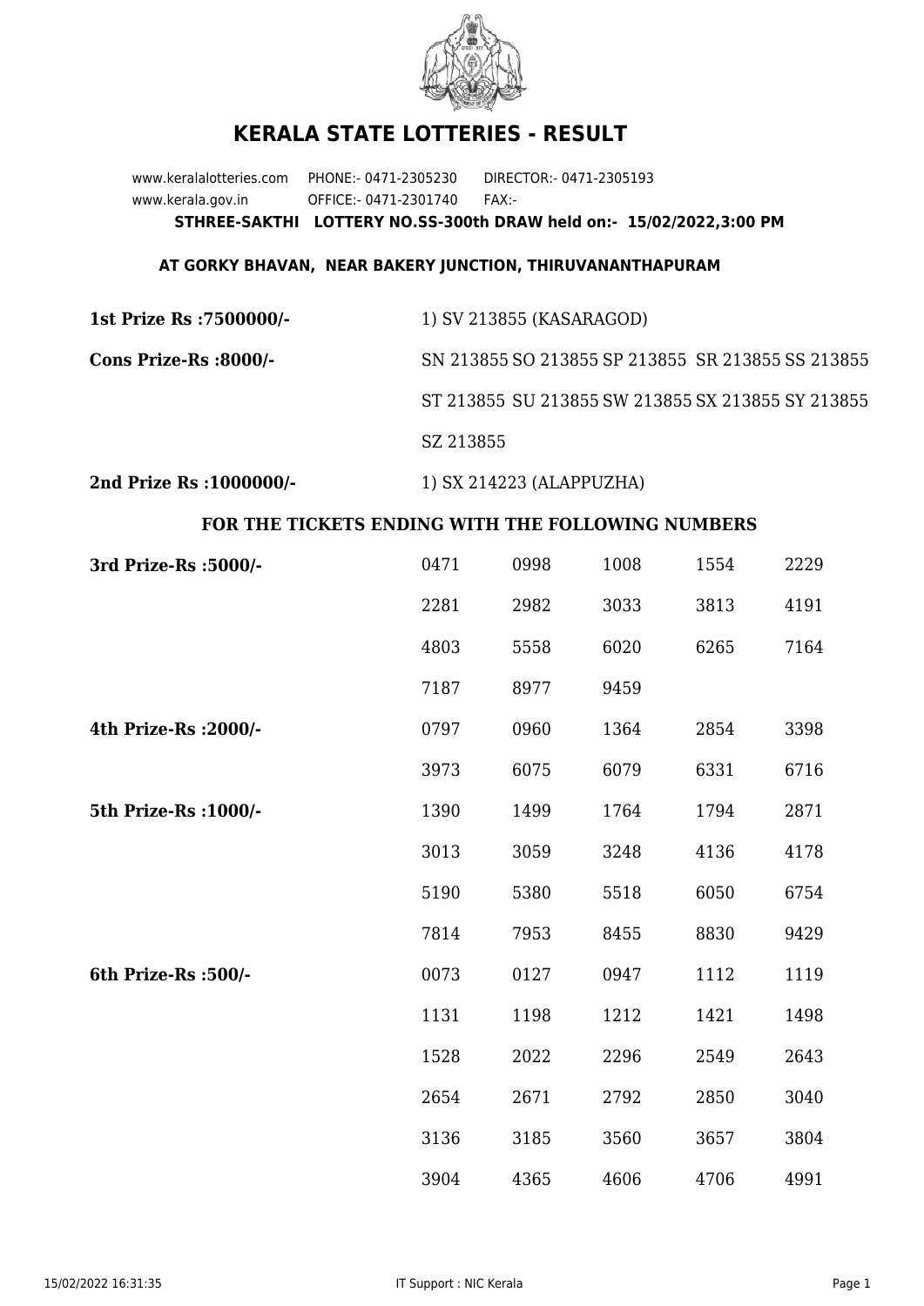# KERALA STATE LOTTERIES - RESULT

www.keralalotteries.com PHONE:- 0471-2305230 DIRECTOR:- 0471-2305193
www.kerala.gov.in OFFICE:- 0471-2301740 FAX:-

**STHREE-SAKTHI LOTTERY NO.SS-300th DRAW held on:- 15/02/2022,3:00 PM**

**AT GORKY BHAVAN, NEAR BAKERY JUNCTION, THIRUVANANTHAPURAM**

**1st Prize Rs :7500000/-** 1) SV 213855 (KASARAGOD)

**Cons Prize-Rs :8000/-** SN 213855 SO 213855 SP 213855 SR 213855 SS 213855 ST 213855 SU 213855 SW 213855 SX 213855 SY 213855 SZ 213855

**2nd Prize Rs :1000000/-** 1) SX 214223 (ALAPPUZHA)

**FOR THE TICKETS ENDING WITH THE FOLLOWING NUMBERS**

| Prize | | | | | |
|---|---|---|---|---|---|
| **3rd Prize-Rs :5000/-** | 0471 | 0998 | 1008 | 1554 | 2229 |
| | 2281 | 2982 | 3033 | 3813 | 4191 |
| | 4803 | 5558 | 6020 | 6265 | 7164 |
| | 7187 | 8977 | 9459 | | |
| **4th Prize-Rs :2000/-** | 0797 | 0960 | 1364 | 2854 | 3398 |
| | 3973 | 6075 | 6079 | 6331 | 6716 |
| **5th Prize-Rs :1000/-** | 1390 | 1499 | 1764 | 1794 | 2871 |
| | 3013 | 3059 | 3248 | 4136 | 4178 |
| | 5190 | 5380 | 5518 | 6050 | 6754 |
| | 7814 | 7953 | 8455 | 8830 | 9429 |
| **6th Prize-Rs :500/-** | 0073 | 0127 | 0947 | 1112 | 1119 |
| | 1131 | 1198 | 1212 | 1421 | 1498 |
| | 1528 | 2022 | 2296 | 2549 | 2643 |
| | 2654 | 2671 | 2792 | 2850 | 3040 |
| | 3136 | 3185 | 3560 | 3657 | 3804 |
| | 3904 | 4365 | 4606 | 4706 | 4991 |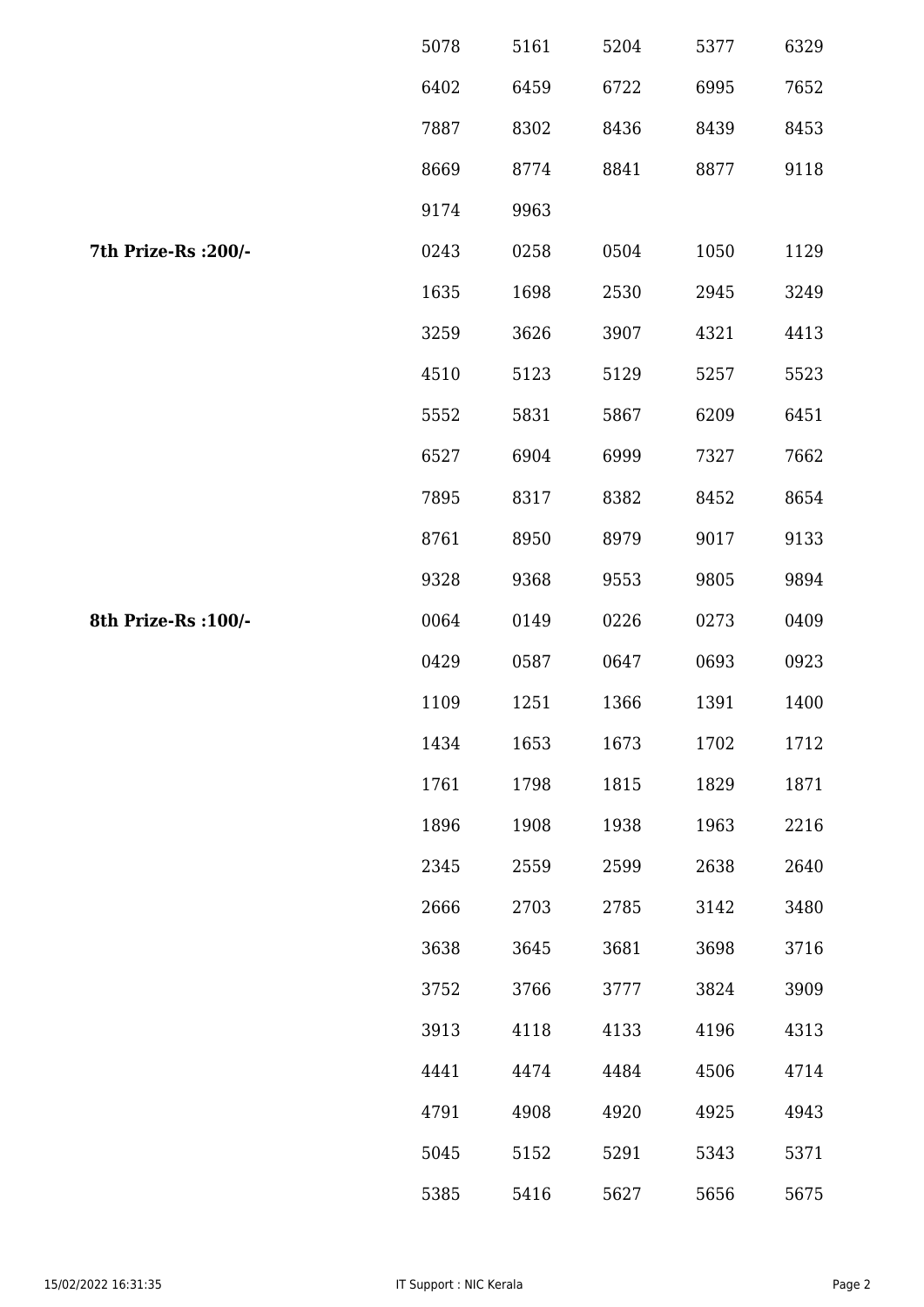| | | | | | |
|---|---|---|---|---|---|
| | 5078 | 5161 | 5204 | 5377 | 6329 |
| | 6402 | 6459 | 6722 | 6995 | 7652 |
| | 7887 | 8302 | 8436 | 8439 | 8453 |
| | 8669 | 8774 | 8841 | 8877 | 9118 |
| | 9174 | 9963 | | | |
| **7th Prize-Rs :200/-** | 0243 | 0258 | 0504 | 1050 | 1129 |
| | 1635 | 1698 | 2530 | 2945 | 3249 |
| | 3259 | 3626 | 3907 | 4321 | 4413 |
| | 4510 | 5123 | 5129 | 5257 | 5523 |
| | 5552 | 5831 | 5867 | 6209 | 6451 |
| | 6527 | 6904 | 6999 | 7327 | 7662 |
| | 7895 | 8317 | 8382 | 8452 | 8654 |
| | 8761 | 8950 | 8979 | 9017 | 9133 |
| | 9328 | 9368 | 9553 | 9805 | 9894 |
| **8th Prize-Rs :100/-** | 0064 | 0149 | 0226 | 0273 | 0409 |
| | 0429 | 0587 | 0647 | 0693 | 0923 |
| | 1109 | 1251 | 1366 | 1391 | 1400 |
| | 1434 | 1653 | 1673 | 1702 | 1712 |
| | 1761 | 1798 | 1815 | 1829 | 1871 |
| | 1896 | 1908 | 1938 | 1963 | 2216 |
| | 2345 | 2559 | 2599 | 2638 | 2640 |
| | 2666 | 2703 | 2785 | 3142 | 3480 |
| | 3638 | 3645 | 3681 | 3698 | 3716 |
| | 3752 | 3766 | 3777 | 3824 | 3909 |
| | 3913 | 4118 | 4133 | 4196 | 4313 |
| | 4441 | 4474 | 4484 | 4506 | 4714 |
| | 4791 | 4908 | 4920 | 4925 | 4943 |
| | 5045 | 5152 | 5291 | 5343 | 5371 |
| | 5385 | 5416 | 5627 | 5656 | 5675 |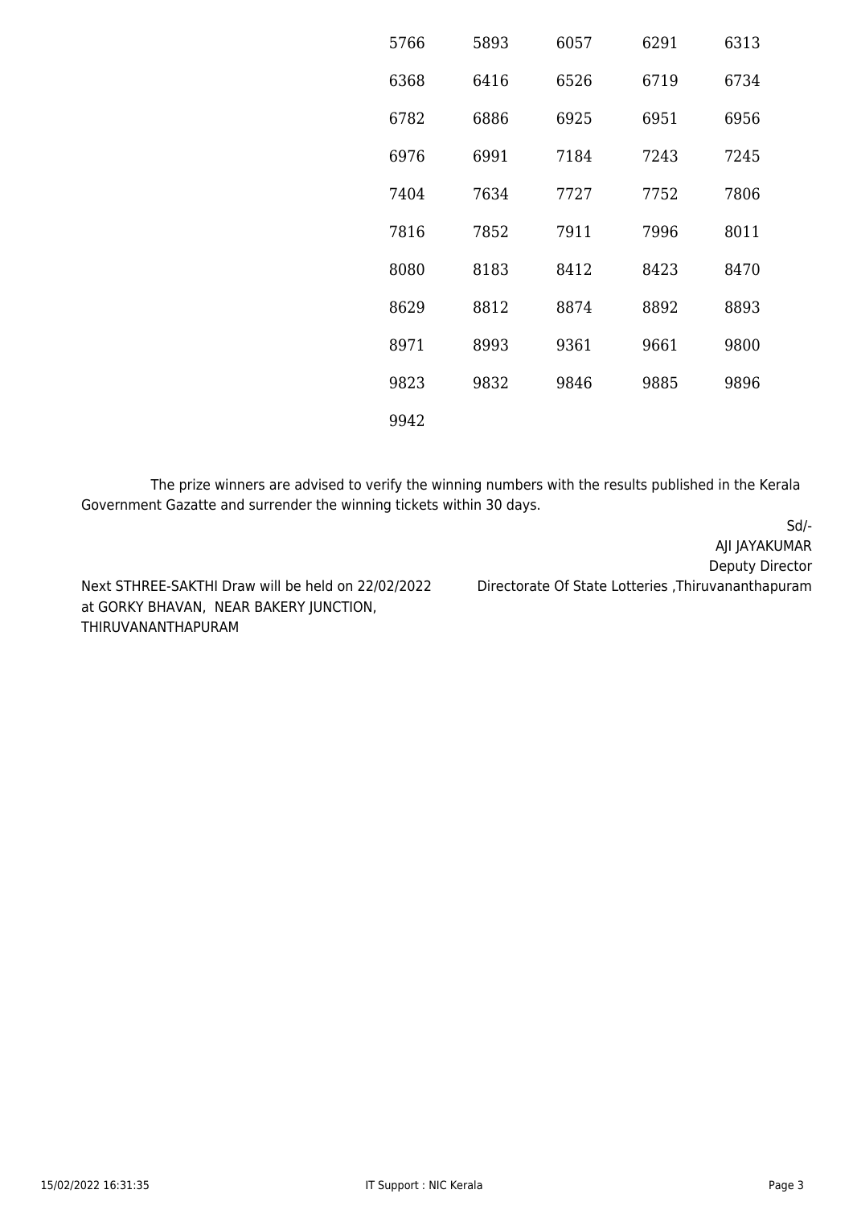| | | | | |
|---|---|---|---|---|
| 5766 | 5893 | 6057 | 6291 | 6313 |
| 6368 | 6416 | 6526 | 6719 | 6734 |
| 6782 | 6886 | 6925 | 6951 | 6956 |
| 6976 | 6991 | 7184 | 7243 | 7245 |
| 7404 | 7634 | 7727 | 7752 | 7806 |
| 7816 | 7852 | 7911 | 7996 | 8011 |
| 8080 | 8183 | 8412 | 8423 | 8470 |
| 8629 | 8812 | 8874 | 8892 | 8893 |
| 8971 | 8993 | 9361 | 9661 | 9800 |
| 9823 | 9832 | 9846 | 9885 | 9896 |
| 9942 | | | | |

The prize winners are advised to verify the winning numbers with the results published in the Kerala Government Gazatte and surrender the winning tickets within 30 days.

Sd/-
AJI JAYAKUMAR
Deputy Director
Directorate Of State Lotteries ,Thiruvananthapuram

Next STHREE-SAKTHI Draw will be held on 22/02/2022 at GORKY BHAVAN, NEAR BAKERY JUNCTION, THIRUVANANTHAPURAM